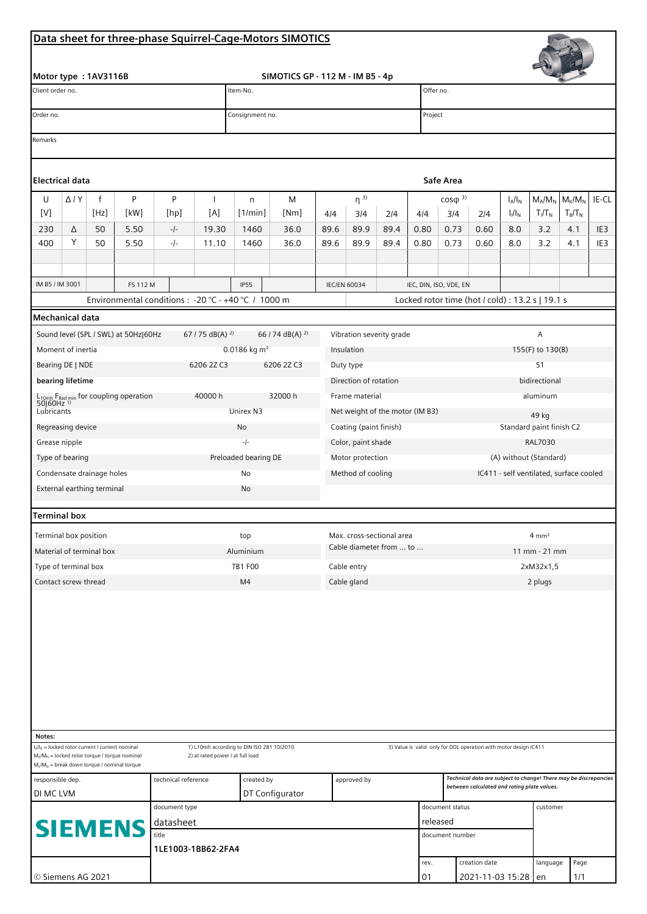# Data sheet for three-phase Squirrel-Cage-Motors SIMOTICS

**Motor type : 1AV3116B** SIMOTICS GP - 112 M - IM B5 - 4p

| Client order no. | Item-No. | Offer no. |
|---|---|---|
| Order no. | Consignment no. | Project |

Remarks

## Electrical data

Safe Area

| U [V] | Δ / Y | f [Hz] | P [kW] | P [hp] | I [A] | n [1/min] | M [Nm] | η [3] 4/4 | η [3] 3/4 | η [3] 2/4 | cosφ [3] 4/4 | cosφ [3] 3/4 | cosφ [3] 2/4 | $I_A/I_N$ $I_l/I_N$ | $M_A/M_N$ $T_l/T_N$ | $M_K/M_N$ $T_B/T_N$ | IE-CL |
|---|---|---|---|---|---|---|---|---|---|---|---|---|---|---|---|---|---|
| 230 | Δ | 50 | 5.50 | -/- | 19.30 | 1460 | 36.0 | 89.6 | 89.9 | 89.4 | 0.80 | 0.73 | 0.60 | 8.0 | 3.2 | 4.1 | IE3 |
| 400 | Y | 50 | 5.50 | -/- | 11.10 | 1460 | 36.0 | 89.6 | 89.9 | 89.4 | 0.80 | 0.73 | 0.60 | 8.0 | 3.2 | 4.1 | IE3 |

IM B5 / IM 3001 | FS 112 M | IP55 | IEC/EN 60034 | IEC, DIN, ISO, VDE, EN

Environmental conditions : -20 °C - +40 °C / 1000 m

Locked rotor time (hot / cold) : 13.2 s | 19.1 s

## Mechanical data

| | | |
|---|---|---|
| Sound level (SPL / SWL) at 50Hz\|60Hz | 67 / 75 dB(A) [2] | 66 / 74 dB(A) [2] |
| Moment of inertia | 0.0186 kg m² | |
| Bearing DE \| NDE | 6206 2Z C3 | 6206 2Z C3 |
| **bearing lifetime** | | |
| $L_{10mh}$ $F_{Rad\ min}$ for coupling operation 50\|60Hz [1] | 40000 h | 32000 h |
| Lubricants | Unirex N3 | |
| Regreasing device | No | |
| Grease nipple | -/- | |
| Type of bearing | Preloaded bearing DE | |
| Condensate drainage holes | No | |
| External earthing terminal | No | |

| | |
|---|---|
| Vibration severity grade | A |
| Insulation | 155(F) to 130(B) |
| Duty type | S1 |
| Direction of rotation | bidirectional |
| Frame material | aluminum |
| Net weight of the motor (IM B3) | 49 kg |
| Coating (paint finish) | Standard paint finish C2 |
| Color, paint shade | RAL7030 |
| Motor protection | (A) without (Standard) |
| Method of cooling | IC411 - self ventilated, surface cooled |

## Terminal box

| | |
|---|---|
| Terminal box position | top |
| Material of terminal box | Aluminium |
| Type of terminal box | TB1 F00 |
| Contact screw thread | M4 |

| | |
|---|---|
| Max. cross-sectional area | 4 mm² |
| Cable diameter from ... to ... | 11 mm - 21 mm |
| Cable entry | 2xM32x1,5 |
| Cable gland | 2 plugs |

**Notes:**

$I_A/I_N$ = locked rotor current / current nominal
$M_A/M_N$ = locked rotor torque / torque nominal
$M_K/M_N$ = break down torque / nominal torque

1) L10mh according to DIN ISO 281 10/2010
2) at rated power / at full load

3) Value is valid only for DOL operation with motor design IC411

| responsible dep. | technical reference | created by | approved by | *Technical data are subject to change! There may be discrepancies between calculated and rating plate values.* |
|---|---|---|---|---|
| DI MC LVM | | DT Configurator | | |

SIEMENS

| document type | document status | customer |
|---|---|---|
| datasheet | released | |
| title | document number | |
| 1LE1003-1BB62-2FA4 | | |

| rev. | creation date | language | Page |
|---|---|---|---|
| 01 | 2021-11-03 15:28 | en | 1/1 |

© Siemens AG 2021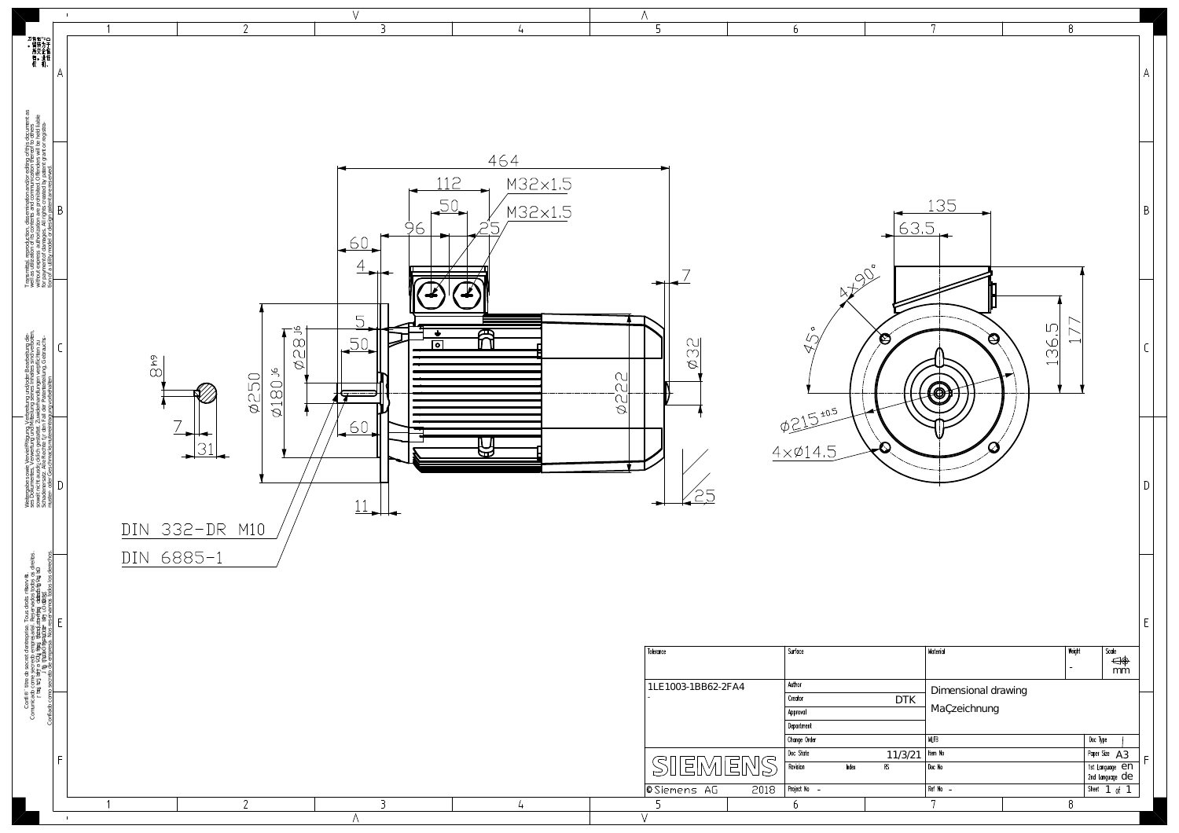464

112

M32x1.5

50

M32x1.5

96

25

60

4

7

5

Ø28 j6

50

6h8

Ø250

Ø180 j6

Ø222

Ø32

7

31

60

11

25

DIN 332-DR M10

DIN 6885-1

135

63.5

4x90°

45°

136.5

177

Ø215 ±0.5

4xØ14.5

| | | | | |
|---|---|---|---|---|
| Tolerance | Surface | Material | Weight - | Scale mm |
| 1LE1003-1BB62-2FA4 - | Author | Dimensional drawing MaÇzeichnung | | |
| | Creator DTK | | | |
| | Approval | | | |
| | Department | | | |
| | Change Order | MLFB | | Doc Type |
| SIEMENS | Doc State 11/3/21 | Item No | | Paper Size A3 |
| | Revision Index RS | Doc No | | 1st Language en 2nd Language de |
| © Siemens AG 2018 | Project No - | Ref No - | | Sheet 1 of 1 |

Transmittal, reproduction, dissemination and/or editing of this document as well as utilization of its contents and communication thereof to others without express authorization are prohibited. Offenders will be held liable for payment of damages. All rights created by patent grant or registration of a utility model or design patent are reserved.

Weitergabe sowie Vervielfältigung, Verbreitung und/oder Bearbeitung dieses Dokumentes, Verwertung und Mitteilung seines Inhaltes sind verboten, soweit nicht ausdrücklich gestattet. Zuwiderhandlungen verpflichten zu Schadensersatz. Alle Rechte für den Fall der Patenterteilung, Gebrauchsmuster- oder Geschmacksmustereintragung vorbehalten.

Confié à titre de secret d'entreprise. Tous droits réservés.
Comunicado como secreto empresarial. Reservados todos los derechos.
Confiado como secreto de empresa. Nos reservamos todos los derechos.